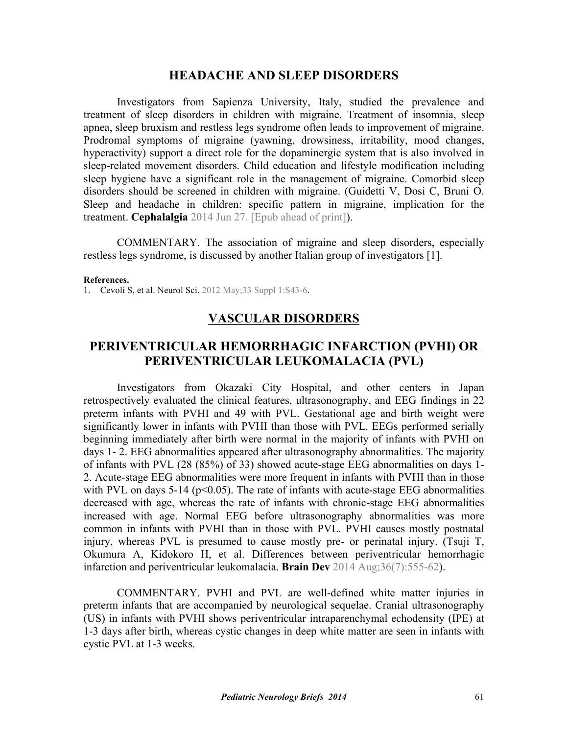## HEADACHE AND SLEEP DISORDERS

Investigators from Sapienza University, Italy, studied the prevalence and treatment of sleep disorders in children with migraine. Treatment of insomnia, sleep apnea, sleep bruxism and restless legs syndrome often leads to improvement of migraine. Prodromal symptoms of migraine (yawning, drowsiness, irritability, mood changes, hyperactivity) support a direct role for the dopaminergic system that is also involved in sleep-related movement disorders. Child education and lifestyle modification including sleep hygiene have a significant role in the management of migraine. Comorbid sleep disorders should be screened in children with migraine. (Guidetti V, Dosi C, Bruni O. Sleep and headache in children: specific pattern in migraine, implication for the treatment. **Cephalalgia** 2014 Jun 27. [Epub ahead of print]).

COMMENTARY. The association of migraine and sleep disorders, especially restless legs syndrome, is discussed by another Italian group of investigators [1].

**References.**

1. Cevoli S, et al. Neurol Sci. 2012 May;33 Suppl 1:S43-6.

## VASCULAR DISORDERS

## PERIVENTRICULAR HEMORRHAGIC INFARCTION (PVHI) OR PERIVENTRICULAR LEUKOMALACIA (PVL)

Investigators from Okazaki City Hospital, and other centers in Japan retrospectively evaluated the clinical features, ultrasonography, and EEG findings in 22 preterm infants with PVHI and 49 with PVL. Gestational age and birth weight were significantly lower in infants with PVHI than those with PVL. EEGs performed serially beginning immediately after birth were normal in the majority of infants with PVHI on days 1- 2. EEG abnormalities appeared after ultrasonography abnormalities. The majority of infants with PVL (28 (85%) of 33) showed acute-stage EEG abnormalities on days 1-2. Acute-stage EEG abnormalities were more frequent in infants with PVHI than in those with PVL on days 5-14 ($p<0.05$). The rate of infants with acute-stage EEG abnormalities decreased with age, whereas the rate of infants with chronic-stage EEG abnormalities increased with age. Normal EEG before ultrasonography abnormalities was more common in infants with PVHI than in those with PVL. PVHI causes mostly postnatal injury, whereas PVL is presumed to cause mostly pre- or perinatal injury. (Tsuji T, Okumura A, Kidokoro H, et al. Differences between periventricular hemorrhagic infarction and periventricular leukomalacia. **Brain Dev** 2014 Aug;36(7):555-62).

COMMENTARY. PVHI and PVL are well-defined white matter injuries in preterm infants that are accompanied by neurological sequelae. Cranial ultrasonography (US) in infants with PVHI shows periventricular intraparenchymal echodensity (IPE) at 1-3 days after birth, whereas cystic changes in deep white matter are seen in infants with cystic PVL at 1-3 weeks.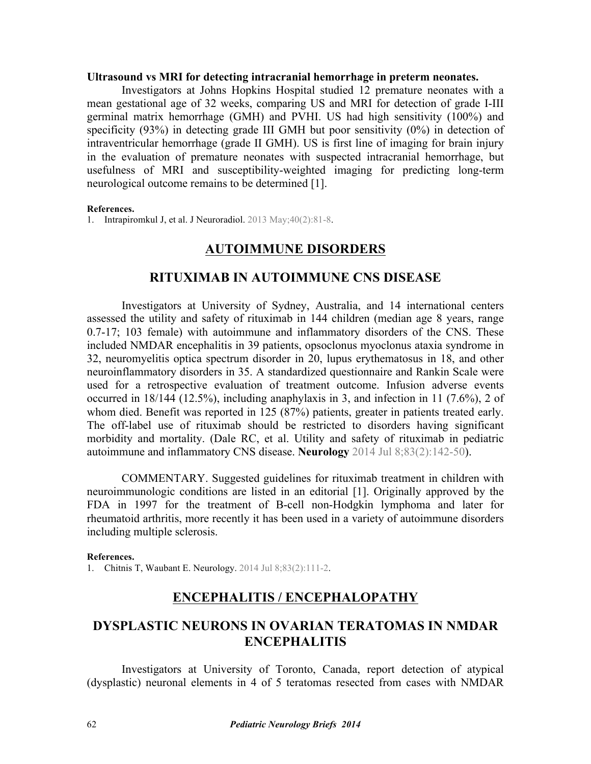**Ultrasound vs MRI for detecting intracranial hemorrhage in preterm neonates.**

Investigators at Johns Hopkins Hospital studied 12 premature neonates with a mean gestational age of 32 weeks, comparing US and MRI for detection of grade I-III germinal matrix hemorrhage (GMH) and PVHI. US had high sensitivity (100%) and specificity (93%) in detecting grade III GMH but poor sensitivity (0%) in detection of intraventricular hemorrhage (grade II GMH). US is first line of imaging for brain injury in the evaluation of premature neonates with suspected intracranial hemorrhage, but usefulness of MRI and susceptibility-weighted imaging for predicting long-term neurological outcome remains to be determined [1].

**References.**

1. Intrapiromkul J, et al. J Neuroradiol. 2013 May;40(2):81-8.

## AUTOIMMUNE DISORDERS

## RITUXIMAB IN AUTOIMMUNE CNS DISEASE

Investigators at University of Sydney, Australia, and 14 international centers assessed the utility and safety of rituximab in 144 children (median age 8 years, range 0.7-17; 103 female) with autoimmune and inflammatory disorders of the CNS. These included NMDAR encephalitis in 39 patients, opsoclonus myoclonus ataxia syndrome in 32, neuromyelitis optica spectrum disorder in 20, lupus erythematosus in 18, and other neuroinflammatory disorders in 35. A standardized questionnaire and Rankin Scale were used for a retrospective evaluation of treatment outcome. Infusion adverse events occurred in 18/144 (12.5%), including anaphylaxis in 3, and infection in 11 (7.6%), 2 of whom died. Benefit was reported in 125 (87%) patients, greater in patients treated early. The off-label use of rituximab should be restricted to disorders having significant morbidity and mortality. (Dale RC, et al. Utility and safety of rituximab in pediatric autoimmune and inflammatory CNS disease. **Neurology** 2014 Jul 8;83(2):142-50).

COMMENTARY. Suggested guidelines for rituximab treatment in children with neuroimmunologic conditions are listed in an editorial [1]. Originally approved by the FDA in 1997 for the treatment of B-cell non-Hodgkin lymphoma and later for rheumatoid arthritis, more recently it has been used in a variety of autoimmune disorders including multiple sclerosis.

**References.**

1. Chitnis T, Waubant E. Neurology. 2014 Jul 8;83(2):111-2.

## ENCEPHALITIS / ENCEPHALOPATHY

## DYSPLASTIC NEURONS IN OVARIAN TERATOMAS IN NMDAR ENCEPHALITIS

Investigators at University of Toronto, Canada, report detection of atypical (dysplastic) neuronal elements in 4 of 5 teratomas resected from cases with NMDAR